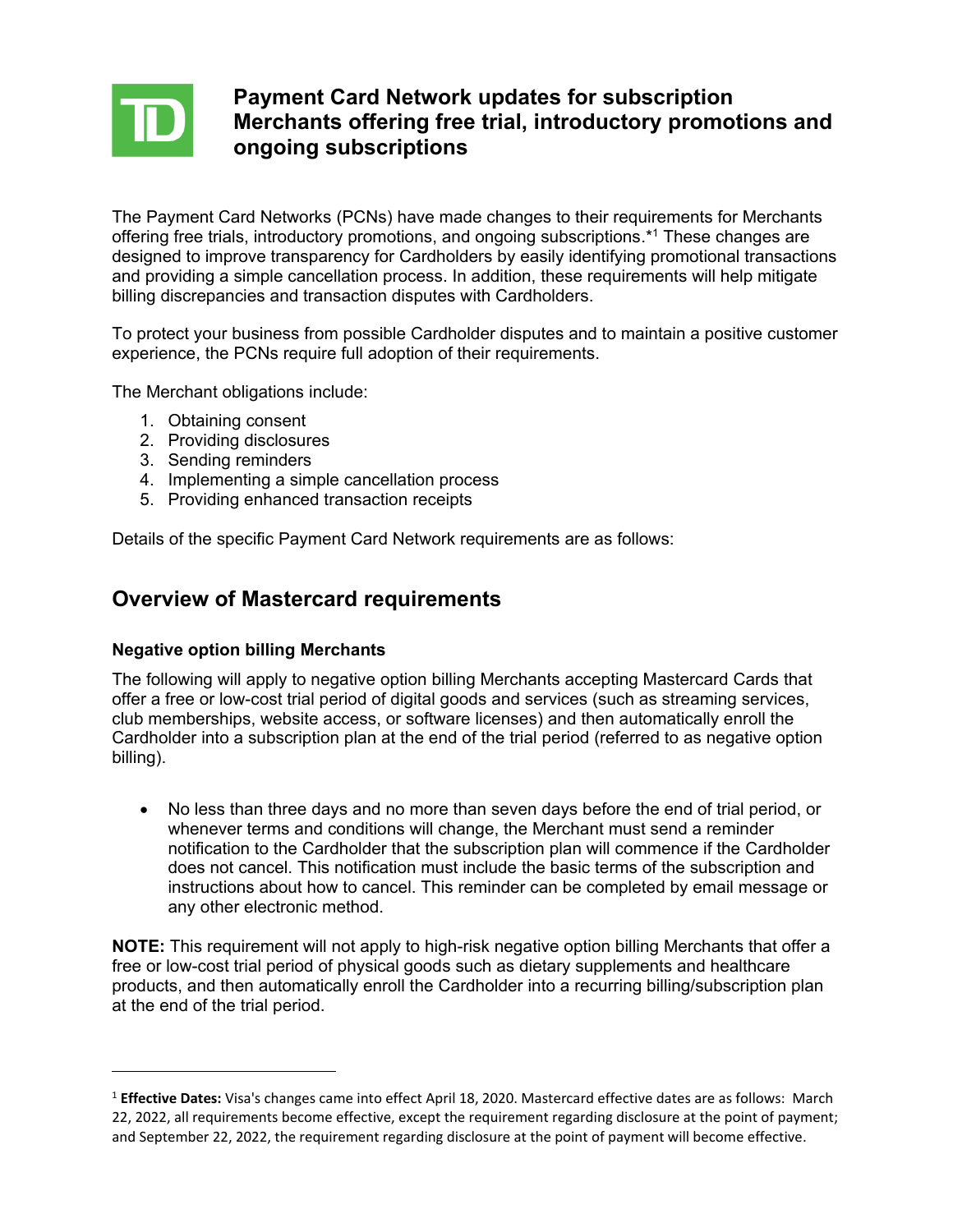# Payment Card Network updates for subscription Merchants offering free trial, introductory promotions and ongoing subscriptions

The Payment Card Networks (PCNs) have made changes to their requirements for Merchants offering free trials, introductory promotions, and ongoing subscriptions.*[1] These changes are designed to improve transparency for Cardholders by easily identifying promotional transactions and providing a simple cancellation process. In addition, these requirements will help mitigate billing discrepancies and transaction disputes with Cardholders.

To protect your business from possible Cardholder disputes and to maintain a positive customer experience, the PCNs require full adoption of their requirements.

The Merchant obligations include:

1. Obtaining consent
2. Providing disclosures
3. Sending reminders
4. Implementing a simple cancellation process
5. Providing enhanced transaction receipts

Details of the specific Payment Card Network requirements are as follows:

## Overview of Mastercard requirements

### Negative option billing Merchants

The following will apply to negative option billing Merchants accepting Mastercard Cards that offer a free or low-cost trial period of digital goods and services (such as streaming services, club memberships, website access, or software licenses) and then automatically enroll the Cardholder into a subscription plan at the end of the trial period (referred to as negative option billing).

- No less than three days and no more than seven days before the end of trial period, or whenever terms and conditions will change, the Merchant must send a reminder notification to the Cardholder that the subscription plan will commence if the Cardholder does not cancel. This notification must include the basic terms of the subscription and instructions about how to cancel. This reminder can be completed by email message or any other electronic method.

**NOTE:** This requirement will not apply to high-risk negative option billing Merchants that offer a free or low-cost trial period of physical goods such as dietary supplements and healthcare products, and then automatically enroll the Cardholder into a recurring billing/subscription plan at the end of the trial period.

---

[1] **Effective Dates:** Visa's changes came into effect April 18, 2020. Mastercard effective dates are as follows: March 22, 2022, all requirements become effective, except the requirement regarding disclosure at the point of payment; and September 22, 2022, the requirement regarding disclosure at the point of payment will become effective.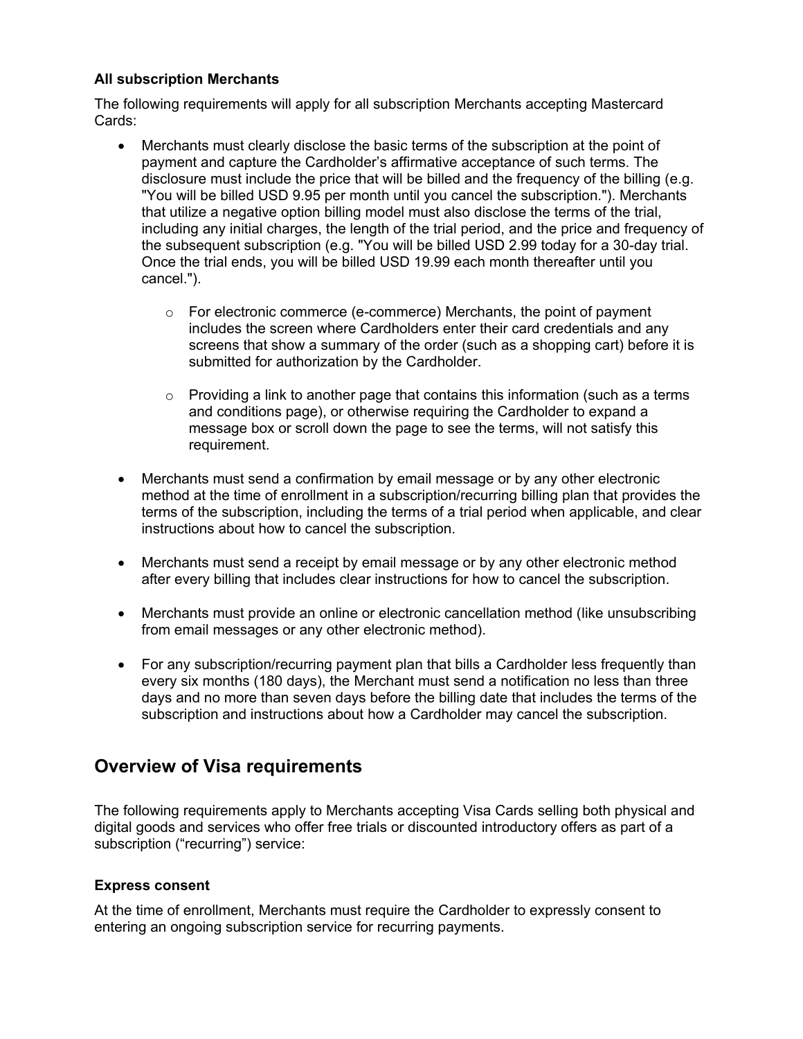### All subscription Merchants

The following requirements will apply for all subscription Merchants accepting Mastercard Cards:

- Merchants must clearly disclose the basic terms of the subscription at the point of payment and capture the Cardholder's affirmative acceptance of such terms. The disclosure must include the price that will be billed and the frequency of the billing (e.g. "You will be billed USD 9.95 per month until you cancel the subscription."). Merchants that utilize a negative option billing model must also disclose the terms of the trial, including any initial charges, the length of the trial period, and the price and frequency of the subsequent subscription (e.g. "You will be billed USD 2.99 today for a 30-day trial. Once the trial ends, you will be billed USD 19.99 each month thereafter until you cancel.").
  - For electronic commerce (e-commerce) Merchants, the point of payment includes the screen where Cardholders enter their card credentials and any screens that show a summary of the order (such as a shopping cart) before it is submitted for authorization by the Cardholder.
  - Providing a link to another page that contains this information (such as a terms and conditions page), or otherwise requiring the Cardholder to expand a message box or scroll down the page to see the terms, will not satisfy this requirement.
- Merchants must send a confirmation by email message or by any other electronic method at the time of enrollment in a subscription/recurring billing plan that provides the terms of the subscription, including the terms of a trial period when applicable, and clear instructions about how to cancel the subscription.
- Merchants must send a receipt by email message or by any other electronic method after every billing that includes clear instructions for how to cancel the subscription.
- Merchants must provide an online or electronic cancellation method (like unsubscribing from email messages or any other electronic method).
- For any subscription/recurring payment plan that bills a Cardholder less frequently than every six months (180 days), the Merchant must send a notification no less than three days and no more than seven days before the billing date that includes the terms of the subscription and instructions about how a Cardholder may cancel the subscription.

## Overview of Visa requirements

The following requirements apply to Merchants accepting Visa Cards selling both physical and digital goods and services who offer free trials or discounted introductory offers as part of a subscription ("recurring") service:

### Express consent

At the time of enrollment, Merchants must require the Cardholder to expressly consent to entering an ongoing subscription service for recurring payments.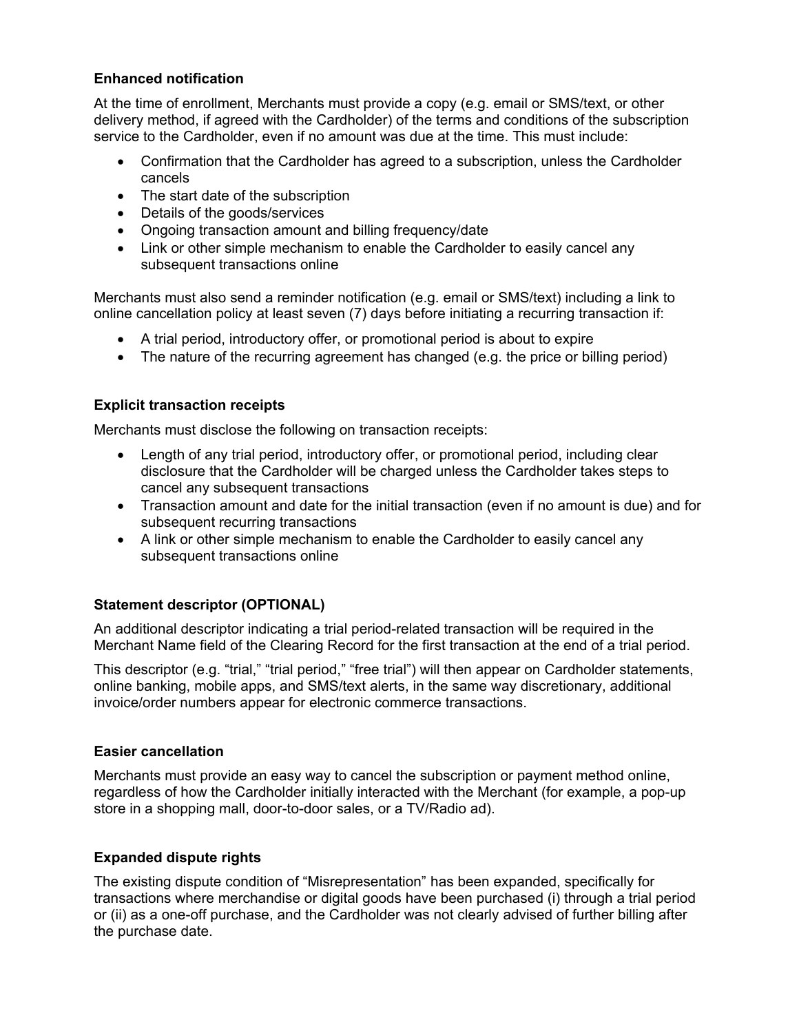**Enhanced notification**

At the time of enrollment, Merchants must provide a copy (e.g. email or SMS/text, or other delivery method, if agreed with the Cardholder) of the terms and conditions of the subscription service to the Cardholder, even if no amount was due at the time. This must include:

- Confirmation that the Cardholder has agreed to a subscription, unless the Cardholder cancels
- The start date of the subscription
- Details of the goods/services
- Ongoing transaction amount and billing frequency/date
- Link or other simple mechanism to enable the Cardholder to easily cancel any subsequent transactions online

Merchants must also send a reminder notification (e.g. email or SMS/text) including a link to online cancellation policy at least seven (7) days before initiating a recurring transaction if:

- A trial period, introductory offer, or promotional period is about to expire
- The nature of the recurring agreement has changed (e.g. the price or billing period)

**Explicit transaction receipts**

Merchants must disclose the following on transaction receipts:

- Length of any trial period, introductory offer, or promotional period, including clear disclosure that the Cardholder will be charged unless the Cardholder takes steps to cancel any subsequent transactions
- Transaction amount and date for the initial transaction (even if no amount is due) and for subsequent recurring transactions
- A link or other simple mechanism to enable the Cardholder to easily cancel any subsequent transactions online

**Statement descriptor (OPTIONAL)**

An additional descriptor indicating a trial period-related transaction will be required in the Merchant Name field of the Clearing Record for the first transaction at the end of a trial period.

This descriptor (e.g. "trial," "trial period," "free trial") will then appear on Cardholder statements, online banking, mobile apps, and SMS/text alerts, in the same way discretionary, additional invoice/order numbers appear for electronic commerce transactions.

**Easier cancellation**

Merchants must provide an easy way to cancel the subscription or payment method online, regardless of how the Cardholder initially interacted with the Merchant (for example, a pop-up store in a shopping mall, door-to-door sales, or a TV/Radio ad).

**Expanded dispute rights**

The existing dispute condition of "Misrepresentation" has been expanded, specifically for transactions where merchandise or digital goods have been purchased (i) through a trial period or (ii) as a one-off purchase, and the Cardholder was not clearly advised of further billing after the purchase date.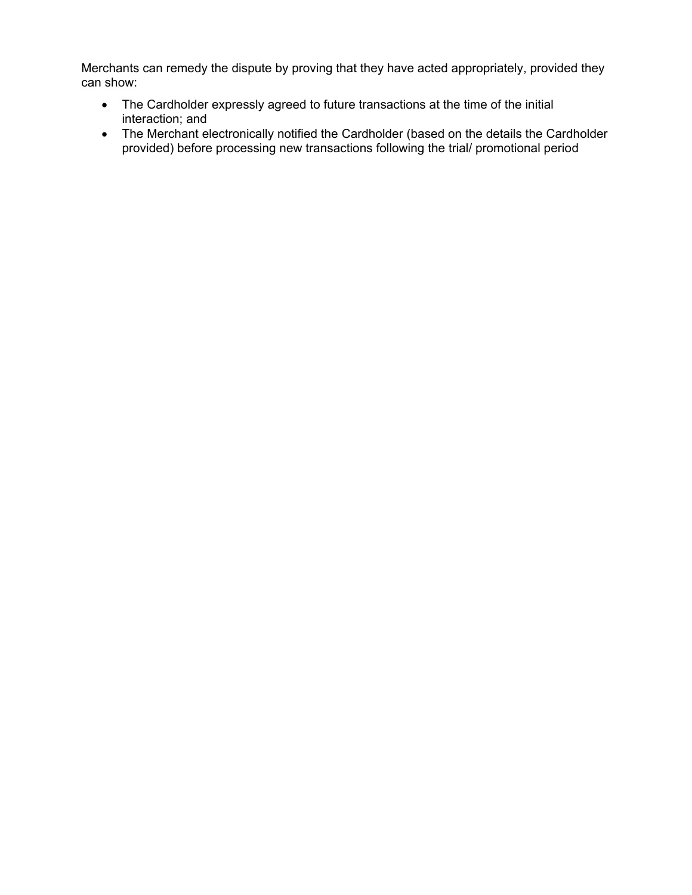Merchants can remedy the dispute by proving that they have acted appropriately, provided they can show:

- The Cardholder expressly agreed to future transactions at the time of the initial interaction; and
- The Merchant electronically notified the Cardholder (based on the details the Cardholder provided) before processing new transactions following the trial/ promotional period